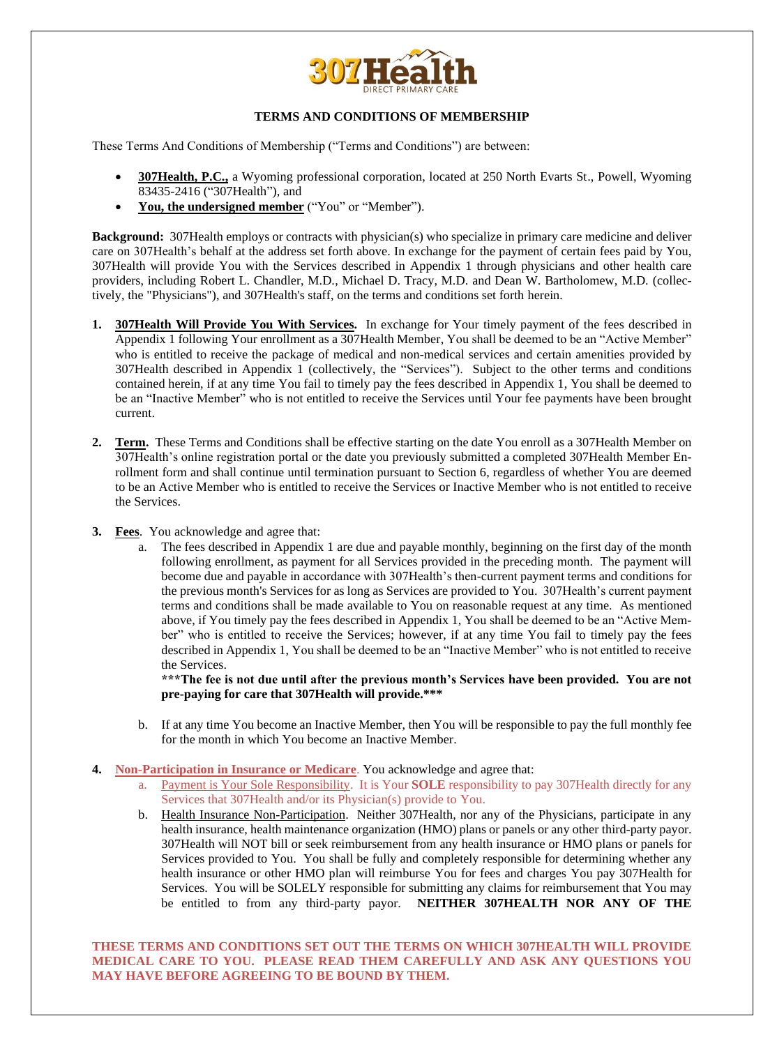# TERMS AND CONDITIONS OF MEMBERSHIP

These Terms And Conditions of Membership ("Terms and Conditions") are between:

- **307Health, P.C.,** a Wyoming professional corporation, located at 250 North Evarts St., Powell, Wyoming 83435-2416 ("307Health"), and
- **You, the undersigned member** ("You" or "Member").

**Background:** 307Health employs or contracts with physician(s) who specialize in primary care medicine and deliver care on 307Health's behalf at the address set forth above. In exchange for the payment of certain fees paid by You, 307Health will provide You with the Services described in Appendix 1 through physicians and other health care providers, including Robert L. Chandler, M.D., Michael D. Tracy, M.D. and Dean W. Bartholomew, M.D. (collectively, the "Physicians"), and 307Health's staff, on the terms and conditions set forth herein.

1. **307Health Will Provide You With Services.** In exchange for Your timely payment of the fees described in Appendix 1 following Your enrollment as a 307Health Member, You shall be deemed to be an "Active Member" who is entitled to receive the package of medical and non-medical services and certain amenities provided by 307Health described in Appendix 1 (collectively, the "Services"). Subject to the other terms and conditions contained herein, if at any time You fail to timely pay the fees described in Appendix 1, You shall be deemed to be an "Inactive Member" who is not entitled to receive the Services until Your fee payments have been brought current.

2. **Term.** These Terms and Conditions shall be effective starting on the date You enroll as a 307Health Member on 307Health's online registration portal or the date you previously submitted a completed 307Health Member Enrollment form and shall continue until termination pursuant to Section 6, regardless of whether You are deemed to be an Active Member who is entitled to receive the Services or Inactive Member who is not entitled to receive the Services.

3. **Fees**. You acknowledge and agree that:
   a. The fees described in Appendix 1 are due and payable monthly, beginning on the first day of the month following enrollment, as payment for all Services provided in the preceding month. The payment will become due and payable in accordance with 307Health's then-current payment terms and conditions for the previous month's Services for as long as Services are provided to You. 307Health's current payment terms and conditions shall be made available to You on reasonable request at any time. As mentioned above, if You timely pay the fees described in Appendix 1, You shall be deemed to be an "Active Member" who is entitled to receive the Services; however, if at any time You fail to timely pay the fees described in Appendix 1, You shall be deemed to be an "Inactive Member" who is not entitled to receive the Services.

      **\*\*\*The fee is not due until after the previous month's Services have been provided. You are not pre-paying for care that 307Health will provide.\*\*\***

   b. If at any time You become an Inactive Member, then You will be responsible to pay the full monthly fee for the month in which You become an Inactive Member.

4. **Non-Participation in Insurance or Medicare**. You acknowledge and agree that:
   a. Payment is Your Sole Responsibility. It is Your **SOLE** responsibility to pay 307Health directly for any Services that 307Health and/or its Physician(s) provide to You.
   b. Health Insurance Non-Participation. Neither 307Health, nor any of the Physicians, participate in any health insurance, health maintenance organization (HMO) plans or panels or any other third-party payor. 307Health will NOT bill or seek reimbursement from any health insurance or HMO plans or panels for Services provided to You. You shall be fully and completely responsible for determining whether any health insurance or other HMO plan will reimburse You for fees and charges You pay 307Health for Services. You will be SOLELY responsible for submitting any claims for reimbursement that You may be entitled to from any third-party payor. **NEITHER 307HEALTH NOR ANY OF THE**

**THESE TERMS AND CONDITIONS SET OUT THE TERMS ON WHICH 307HEALTH WILL PROVIDE MEDICAL CARE TO YOU. PLEASE READ THEM CAREFULLY AND ASK ANY QUESTIONS YOU MAY HAVE BEFORE AGREEING TO BE BOUND BY THEM.**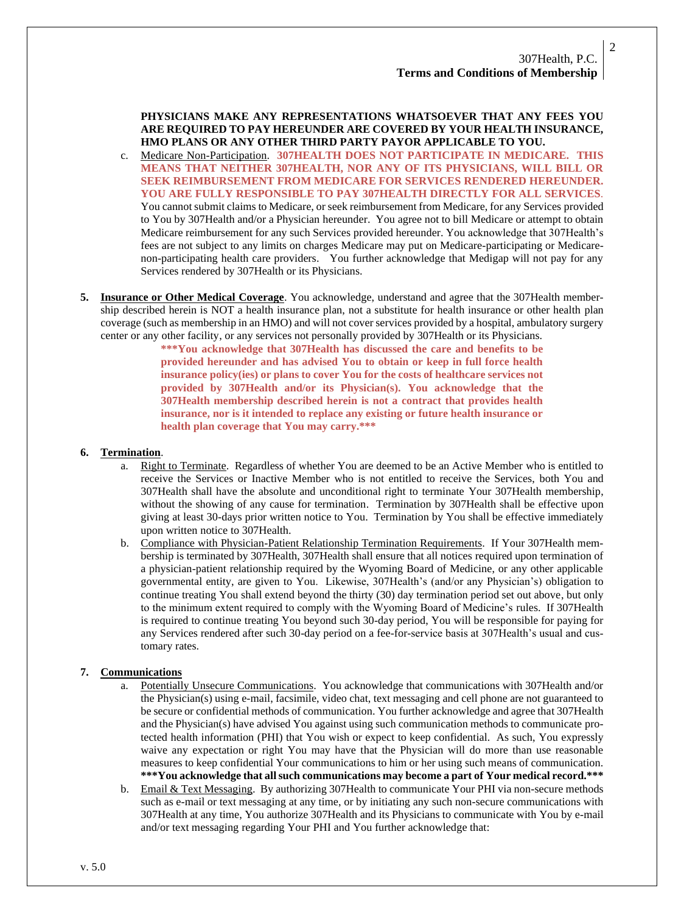**PHYSICIANS MAKE ANY REPRESENTATIONS WHATSOEVER THAT ANY FEES YOU ARE REQUIRED TO PAY HEREUNDER ARE COVERED BY YOUR HEALTH INSURANCE, HMO PLANS OR ANY OTHER THIRD PARTY PAYOR APPLICABLE TO YOU.**

c. Medicare Non-Participation. **307HEALTH DOES NOT PARTICIPATE IN MEDICARE. THIS MEANS THAT NEITHER 307HEALTH, NOR ANY OF ITS PHYSICIANS, WILL BILL OR SEEK REIMBURSEMENT FROM MEDICARE FOR SERVICES RENDERED HEREUNDER. YOU ARE FULLY RESPONSIBLE TO PAY 307HEALTH DIRECTLY FOR ALL SERVICES**. You cannot submit claims to Medicare, or seek reimbursement from Medicare, for any Services provided to You by 307Health and/or a Physician hereunder. You agree not to bill Medicare or attempt to obtain Medicare reimbursement for any such Services provided hereunder. You acknowledge that 307Health's fees are not subject to any limits on charges Medicare may put on Medicare-participating or Medicare-non-participating health care providers. You further acknowledge that Medigap will not pay for any Services rendered by 307Health or its Physicians.

**5. Insurance or Other Medical Coverage**. You acknowledge, understand and agree that the 307Health membership described herein is NOT a health insurance plan, not a substitute for health insurance or other health plan coverage (such as membership in an HMO) and will not cover services provided by a hospital, ambulatory surgery center or any other facility, or any services not personally provided by 307Health or its Physicians.

> **\*\*\*You acknowledge that 307Health has discussed the care and benefits to be provided hereunder and has advised You to obtain or keep in full force health insurance policy(ies) or plans to cover You for the costs of healthcare services not provided by 307Health and/or its Physician(s). You acknowledge that the 307Health membership described herein is not a contract that provides health insurance, nor is it intended to replace any existing or future health insurance or health plan coverage that You may carry.\*\*\***

**6. Termination**.

a. Right to Terminate. Regardless of whether You are deemed to be an Active Member who is entitled to receive the Services or Inactive Member who is not entitled to receive the Services, both You and 307Health shall have the absolute and unconditional right to terminate Your 307Health membership, without the showing of any cause for termination. Termination by 307Health shall be effective upon giving at least 30-days prior written notice to You. Termination by You shall be effective immediately upon written notice to 307Health.

b. Compliance with Physician-Patient Relationship Termination Requirements. If Your 307Health membership is terminated by 307Health, 307Health shall ensure that all notices required upon termination of a physician-patient relationship required by the Wyoming Board of Medicine, or any other applicable governmental entity, are given to You. Likewise, 307Health's (and/or any Physician's) obligation to continue treating You shall extend beyond the thirty (30) day termination period set out above, but only to the minimum extent required to comply with the Wyoming Board of Medicine's rules. If 307Health is required to continue treating You beyond such 30-day period, You will be responsible for paying for any Services rendered after such 30-day period on a fee-for-service basis at 307Health's usual and customary rates.

**7. Communications**

a. Potentially Unsecure Communications. You acknowledge that communications with 307Health and/or the Physician(s) using e-mail, facsimile, video chat, text messaging and cell phone are not guaranteed to be secure or confidential methods of communication. You further acknowledge and agree that 307Health and the Physician(s) have advised You against using such communication methods to communicate protected health information (PHI) that You wish or expect to keep confidential. As such, You expressly waive any expectation or right You may have that the Physician will do more than use reasonable measures to keep confidential Your communications to him or her using such means of communication. **\*\*\*You acknowledge that all such communications may become a part of Your medical record.\*\*\***

b. Email & Text Messaging. By authorizing 307Health to communicate Your PHI via non-secure methods such as e-mail or text messaging at any time, or by initiating any such non-secure communications with 307Health at any time, You authorize 307Health and its Physicians to communicate with You by e-mail and/or text messaging regarding Your PHI and You further acknowledge that: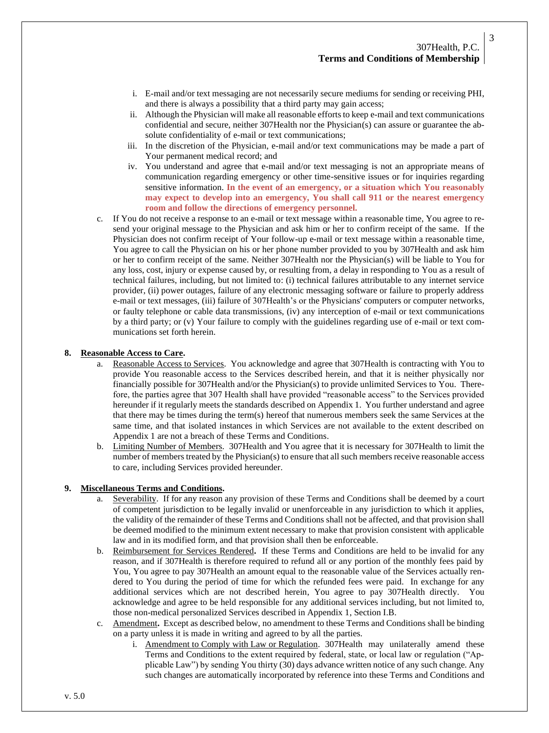i. E-mail and/or text messaging are not necessarily secure mediums for sending or receiving PHI, and there is always a possibility that a third party may gain access;

ii. Although the Physician will make all reasonable efforts to keep e-mail and text communications confidential and secure, neither 307Health nor the Physician(s) can assure or guarantee the absolute confidentiality of e-mail or text communications;

iii. In the discretion of the Physician, e-mail and/or text communications may be made a part of Your permanent medical record; and

iv. You understand and agree that e-mail and/or text messaging is not an appropriate means of communication regarding emergency or other time-sensitive issues or for inquiries regarding sensitive information. **In the event of an emergency, or a situation which You reasonably may expect to develop into an emergency, You shall call 911 or the nearest emergency room and follow the directions of emergency personnel.**

c. If You do not receive a response to an e-mail or text message within a reasonable time, You agree to resend your original message to the Physician and ask him or her to confirm receipt of the same. If the Physician does not confirm receipt of Your follow-up e-mail or text message within a reasonable time, You agree to call the Physician on his or her phone number provided to you by 307Health and ask him or her to confirm receipt of the same. Neither 307Health nor the Physician(s) will be liable to You for any loss, cost, injury or expense caused by, or resulting from, a delay in responding to You as a result of technical failures, including, but not limited to: (i) technical failures attributable to any internet service provider, (ii) power outages, failure of any electronic messaging software or failure to properly address e-mail or text messages, (iii) failure of 307Health's or the Physicians' computers or computer networks, or faulty telephone or cable data transmissions, (iv) any interception of e-mail or text communications by a third party; or (v) Your failure to comply with the guidelines regarding use of e-mail or text communications set forth herein.

**8. Reasonable Access to Care.**

a. Reasonable Access to Services. You acknowledge and agree that 307Health is contracting with You to provide You reasonable access to the Services described herein, and that it is neither physically nor financially possible for 307Health and/or the Physician(s) to provide unlimited Services to You. Therefore, the parties agree that 307 Health shall have provided "reasonable access" to the Services provided hereunder if it regularly meets the standards described on Appendix 1. You further understand and agree that there may be times during the term(s) hereof that numerous members seek the same Services at the same time, and that isolated instances in which Services are not available to the extent described on Appendix 1 are not a breach of these Terms and Conditions.

b. Limiting Number of Members. 307Health and You agree that it is necessary for 307Health to limit the number of members treated by the Physician(s) to ensure that all such members receive reasonable access to care, including Services provided hereunder.

**9. Miscellaneous Terms and Conditions.**

a. Severability. If for any reason any provision of these Terms and Conditions shall be deemed by a court of competent jurisdiction to be legally invalid or unenforceable in any jurisdiction to which it applies, the validity of the remainder of these Terms and Conditions shall not be affected, and that provision shall be deemed modified to the minimum extent necessary to make that provision consistent with applicable law and in its modified form, and that provision shall then be enforceable.

b. Reimbursement for Services Rendered**.** If these Terms and Conditions are held to be invalid for any reason, and if 307Health is therefore required to refund all or any portion of the monthly fees paid by You, You agree to pay 307Health an amount equal to the reasonable value of the Services actually rendered to You during the period of time for which the refunded fees were paid. In exchange for any additional services which are not described herein, You agree to pay 307Health directly. You acknowledge and agree to be held responsible for any additional services including, but not limited to, those non-medical personalized Services described in Appendix 1, Section I.B.

c. Amendment**.** Except as described below, no amendment to these Terms and Conditions shall be binding on a party unless it is made in writing and agreed to by all the parties.

i. Amendment to Comply with Law or Regulation. 307Health may unilaterally amend these Terms and Conditions to the extent required by federal, state, or local law or regulation ("Applicable Law") by sending You thirty (30) days advance written notice of any such change. Any such changes are automatically incorporated by reference into these Terms and Conditions and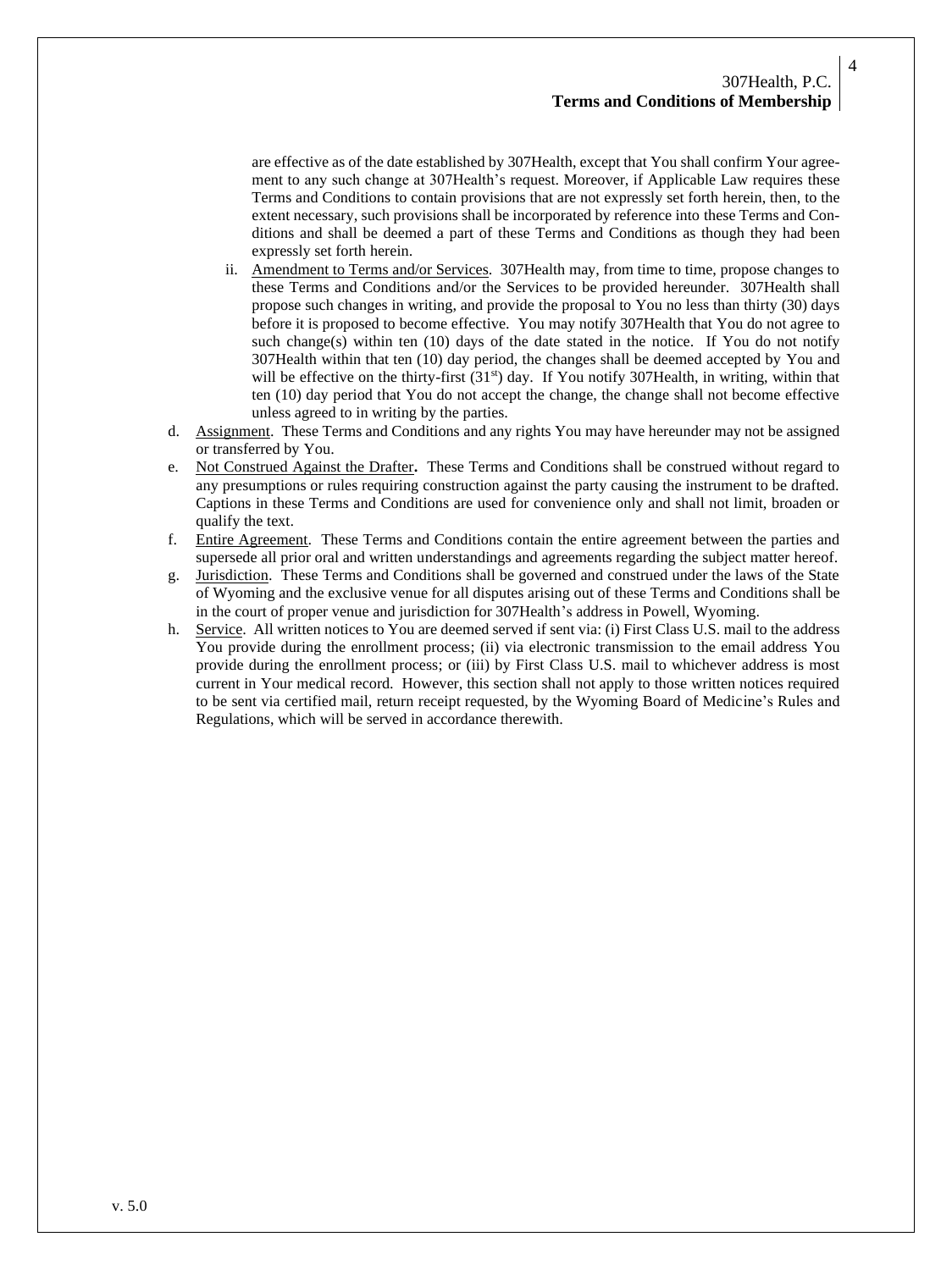are effective as of the date established by 307Health, except that You shall confirm Your agreement to any such change at 307Health's request. Moreover, if Applicable Law requires these Terms and Conditions to contain provisions that are not expressly set forth herein, then, to the extent necessary, such provisions shall be incorporated by reference into these Terms and Conditions and shall be deemed a part of these Terms and Conditions as though they had been expressly set forth herein.

ii. Amendment to Terms and/or Services. 307Health may, from time to time, propose changes to these Terms and Conditions and/or the Services to be provided hereunder. 307Health shall propose such changes in writing, and provide the proposal to You no less than thirty (30) days before it is proposed to become effective. You may notify 307Health that You do not agree to such change(s) within ten (10) days of the date stated in the notice. If You do not notify 307Health within that ten (10) day period, the changes shall be deemed accepted by You and will be effective on the thirty-first (31st) day. If You notify 307Health, in writing, within that ten (10) day period that You do not accept the change, the change shall not become effective unless agreed to in writing by the parties.

d. Assignment. These Terms and Conditions and any rights You may have hereunder may not be assigned or transferred by You.

e. Not Construed Against the Drafter**.** These Terms and Conditions shall be construed without regard to any presumptions or rules requiring construction against the party causing the instrument to be drafted. Captions in these Terms and Conditions are used for convenience only and shall not limit, broaden or qualify the text.

f. Entire Agreement. These Terms and Conditions contain the entire agreement between the parties and supersede all prior oral and written understandings and agreements regarding the subject matter hereof.

g. Jurisdiction. These Terms and Conditions shall be governed and construed under the laws of the State of Wyoming and the exclusive venue for all disputes arising out of these Terms and Conditions shall be in the court of proper venue and jurisdiction for 307Health's address in Powell, Wyoming.

h. Service. All written notices to You are deemed served if sent via: (i) First Class U.S. mail to the address You provide during the enrollment process; (ii) via electronic transmission to the email address You provide during the enrollment process; or (iii) by First Class U.S. mail to whichever address is most current in Your medical record. However, this section shall not apply to those written notices required to be sent via certified mail, return receipt requested, by the Wyoming Board of Medicine's Rules and Regulations, which will be served in accordance therewith.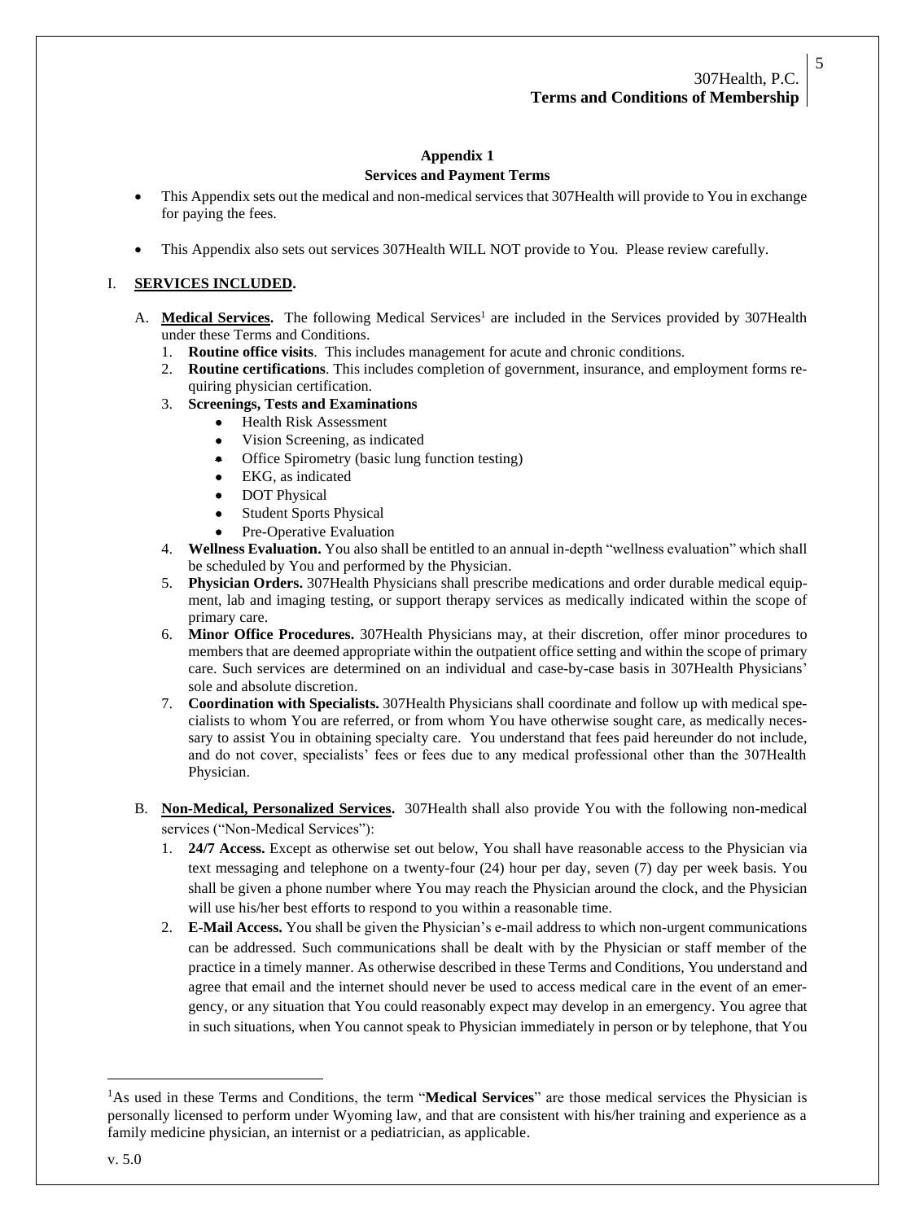## Appendix 1

## Services and Payment Terms

- This Appendix sets out the medical and non-medical services that 307Health will provide to You in exchange for paying the fees.
- This Appendix also sets out services 307Health WILL NOT provide to You. Please review carefully.

### I. SERVICES INCLUDED.

A. **Medical Services.** The following Medical Services[1] are included in the Services provided by 307Health under these Terms and Conditions.

1. **Routine office visits**. This includes management for acute and chronic conditions.
2. **Routine certifications**. This includes completion of government, insurance, and employment forms requiring physician certification.
3. **Screenings, Tests and Examinations**
   - Health Risk Assessment
   - Vision Screening, as indicated
   - Office Spirometry (basic lung function testing)
   - EKG, as indicated
   - DOT Physical
   - Student Sports Physical
   - Pre-Operative Evaluation
4. **Wellness Evaluation.** You also shall be entitled to an annual in-depth "wellness evaluation" which shall be scheduled by You and performed by the Physician.
5. **Physician Orders.** 307Health Physicians shall prescribe medications and order durable medical equipment, lab and imaging testing, or support therapy services as medically indicated within the scope of primary care.
6. **Minor Office Procedures.** 307Health Physicians may, at their discretion, offer minor procedures to members that are deemed appropriate within the outpatient office setting and within the scope of primary care. Such services are determined on an individual and case-by-case basis in 307Health Physicians' sole and absolute discretion.
7. **Coordination with Specialists.** 307Health Physicians shall coordinate and follow up with medical specialists to whom You are referred, or from whom You have otherwise sought care, as medically necessary to assist You in obtaining specialty care. You understand that fees paid hereunder do not include, and do not cover, specialists' fees or fees due to any medical professional other than the 307Health Physician.

B. **Non-Medical, Personalized Services.** 307Health shall also provide You with the following non-medical services ("Non-Medical Services"):

1. **24/7 Access.** Except as otherwise set out below, You shall have reasonable access to the Physician via text messaging and telephone on a twenty-four (24) hour per day, seven (7) day per week basis. You shall be given a phone number where You may reach the Physician around the clock, and the Physician will use his/her best efforts to respond to you within a reasonable time.
2. **E-Mail Access.** You shall be given the Physician's e-mail address to which non-urgent communications can be addressed. Such communications shall be dealt with by the Physician or staff member of the practice in a timely manner. As otherwise described in these Terms and Conditions, You understand and agree that email and the internet should never be used to access medical care in the event of an emergency, or any situation that You could reasonably expect may develop in an emergency. You agree that in such situations, when You cannot speak to Physician immediately in person or by telephone, that You

---

[1] As used in these Terms and Conditions, the term "**Medical Services**" are those medical services the Physician is personally licensed to perform under Wyoming law, and that are consistent with his/her training and experience as a family medicine physician, an internist or a pediatrician, as applicable.

v. 5.0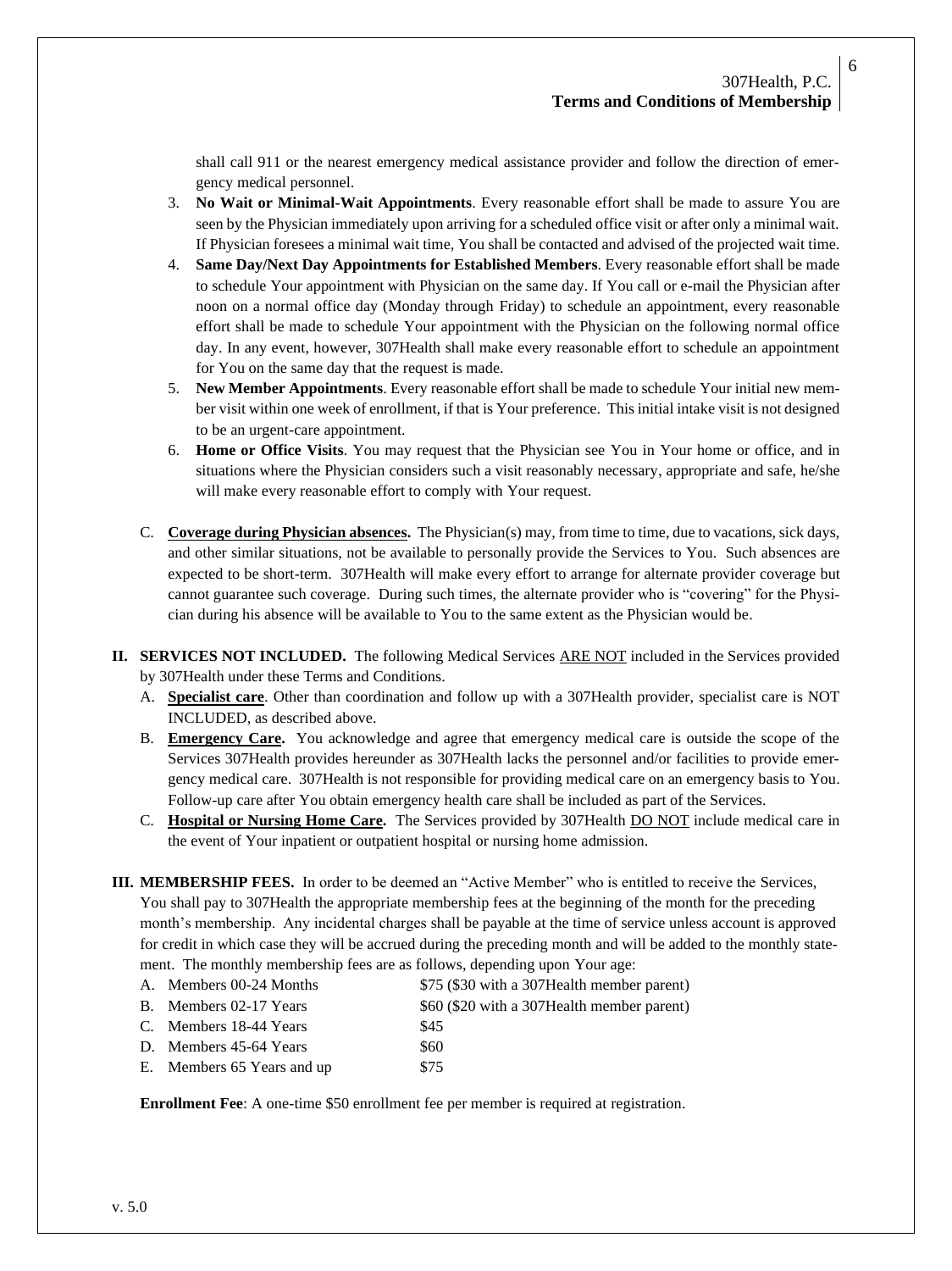shall call 911 or the nearest emergency medical assistance provider and follow the direction of emergency medical personnel.

3. **No Wait or Minimal-Wait Appointments**. Every reasonable effort shall be made to assure You are seen by the Physician immediately upon arriving for a scheduled office visit or after only a minimal wait. If Physician foresees a minimal wait time, You shall be contacted and advised of the projected wait time.
4. **Same Day/Next Day Appointments for Established Members**. Every reasonable effort shall be made to schedule Your appointment with Physician on the same day. If You call or e-mail the Physician after noon on a normal office day (Monday through Friday) to schedule an appointment, every reasonable effort shall be made to schedule Your appointment with the Physician on the following normal office day. In any event, however, 307Health shall make every reasonable effort to schedule an appointment for You on the same day that the request is made.
5. **New Member Appointments**. Every reasonable effort shall be made to schedule Your initial new member visit within one week of enrollment, if that is Your preference. This initial intake visit is not designed to be an urgent-care appointment.
6. **Home or Office Visits**. You may request that the Physician see You in Your home or office, and in situations where the Physician considers such a visit reasonably necessary, appropriate and safe, he/she will make every reasonable effort to comply with Your request.

C. **Coverage during Physician absences.** The Physician(s) may, from time to time, due to vacations, sick days, and other similar situations, not be available to personally provide the Services to You. Such absences are expected to be short-term. 307Health will make every effort to arrange for alternate provider coverage but cannot guarantee such coverage. During such times, the alternate provider who is "covering" for the Physician during his absence will be available to You to the same extent as the Physician would be.

**II. SERVICES NOT INCLUDED.** The following Medical Services ARE NOT included in the Services provided by 307Health under these Terms and Conditions.

A. **Specialist care**. Other than coordination and follow up with a 307Health provider, specialist care is NOT INCLUDED, as described above.

B. **Emergency Care.** You acknowledge and agree that emergency medical care is outside the scope of the Services 307Health provides hereunder as 307Health lacks the personnel and/or facilities to provide emergency medical care. 307Health is not responsible for providing medical care on an emergency basis to You. Follow-up care after You obtain emergency health care shall be included as part of the Services.

C. **Hospital or Nursing Home Care.** The Services provided by 307Health DO NOT include medical care in the event of Your inpatient or outpatient hospital or nursing home admission.

**III. MEMBERSHIP FEES.** In order to be deemed an "Active Member" who is entitled to receive the Services, You shall pay to 307Health the appropriate membership fees at the beginning of the month for the preceding month's membership. Any incidental charges shall be payable at the time of service unless account is approved for credit in which case they will be accrued during the preceding month and will be added to the monthly statement. The monthly membership fees are as follows, depending upon Your age:

| | |
|---|---|
| A. Members 00-24 Months | \$75 (\$30 with a 307Health member parent) |
| B. Members 02-17 Years | \$60 (\$20 with a 307Health member parent) |
| C. Members 18-44 Years | \$45 |
| D. Members 45-64 Years | \$60 |
| E. Members 65 Years and up | \$75 |

**Enrollment Fee**: A one-time \$50 enrollment fee per member is required at registration.

v. 5.0